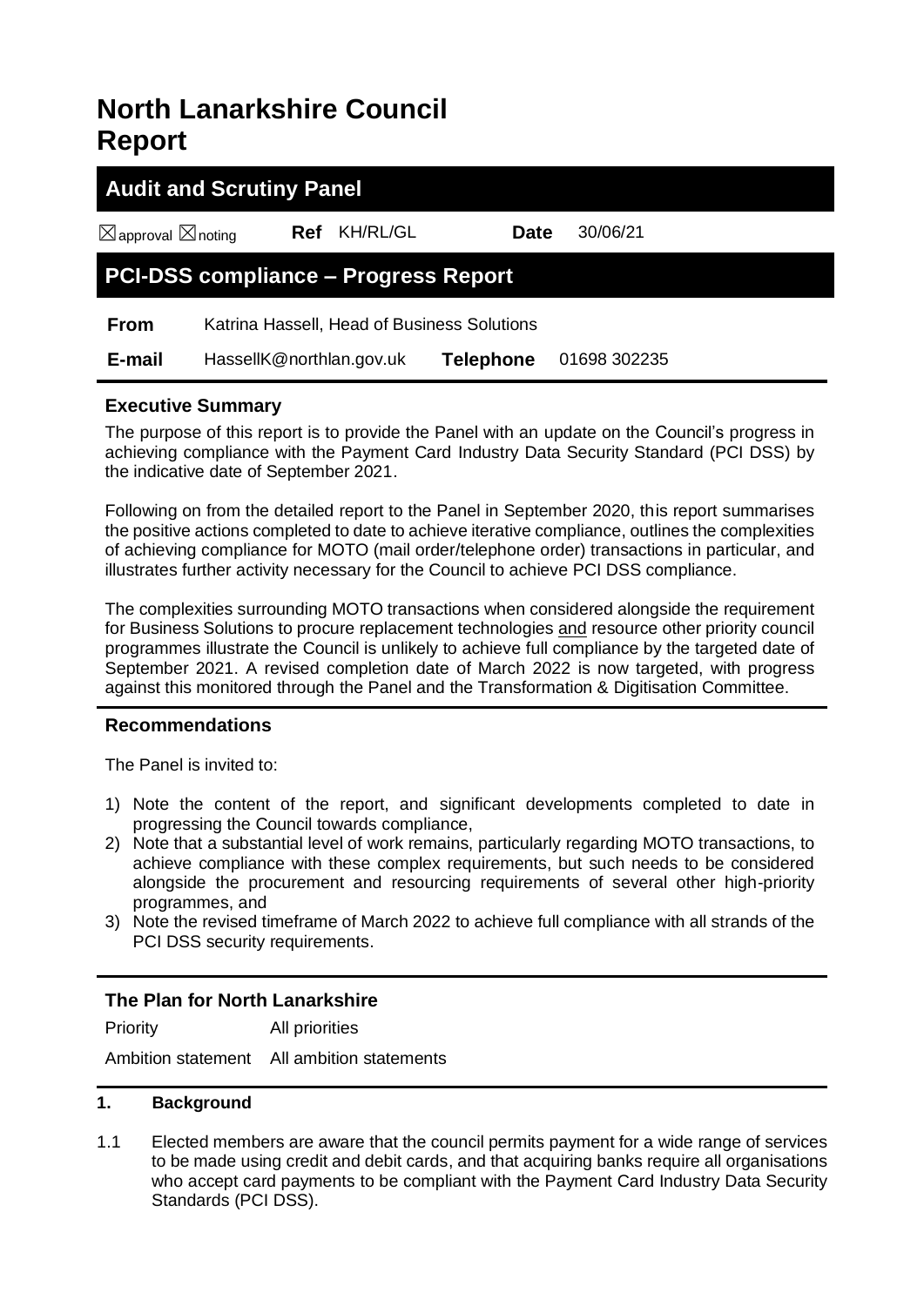# North Lanarkshire Council Report

## Audit and Scrutiny Panel

| ☒approval ☒noting | **Ref** KH/RL/GL | **Date** 30/06/21 |
|---|---|---|

## PCI-DSS compliance – Progress Report

| | | | |
|---|---|---|---|
| **From** | Katrina Hassell, Head of Business Solutions | | |
| **E-mail** | HassellK@northlan.gov.uk | **Telephone** | 01698 302235 |

### Executive Summary

The purpose of this report is to provide the Panel with an update on the Council's progress in achieving compliance with the Payment Card Industry Data Security Standard (PCI DSS) by the indicative date of September 2021.

Following on from the detailed report to the Panel in September 2020, this report summarises the positive actions completed to date to achieve iterative compliance, outlines the complexities of achieving compliance for MOTO (mail order/telephone order) transactions in particular, and illustrates further activity necessary for the Council to achieve PCI DSS compliance.

The complexities surrounding MOTO transactions when considered alongside the requirement for Business Solutions to procure replacement technologies and resource other priority council programmes illustrate the Council is unlikely to achieve full compliance by the targeted date of September 2021. A revised completion date of March 2022 is now targeted, with progress against this monitored through the Panel and the Transformation & Digitisation Committee.

### Recommendations

The Panel is invited to:

1) Note the content of the report, and significant developments completed to date in progressing the Council towards compliance,
2) Note that a substantial level of work remains, particularly regarding MOTO transactions, to achieve compliance with these complex requirements, but such needs to be considered alongside the procurement and resourcing requirements of several other high-priority programmes, and
3) Note the revised timeframe of March 2022 to achieve full compliance with all strands of the PCI DSS security requirements.

### The Plan for North Lanarkshire

| | |
|---|---|
| Priority | All priorities |
| Ambition statement | All ambition statements |

### 1. Background

1.1 Elected members are aware that the council permits payment for a wide range of services to be made using credit and debit cards, and that acquiring banks require all organisations who accept card payments to be compliant with the Payment Card Industry Data Security Standards (PCI DSS).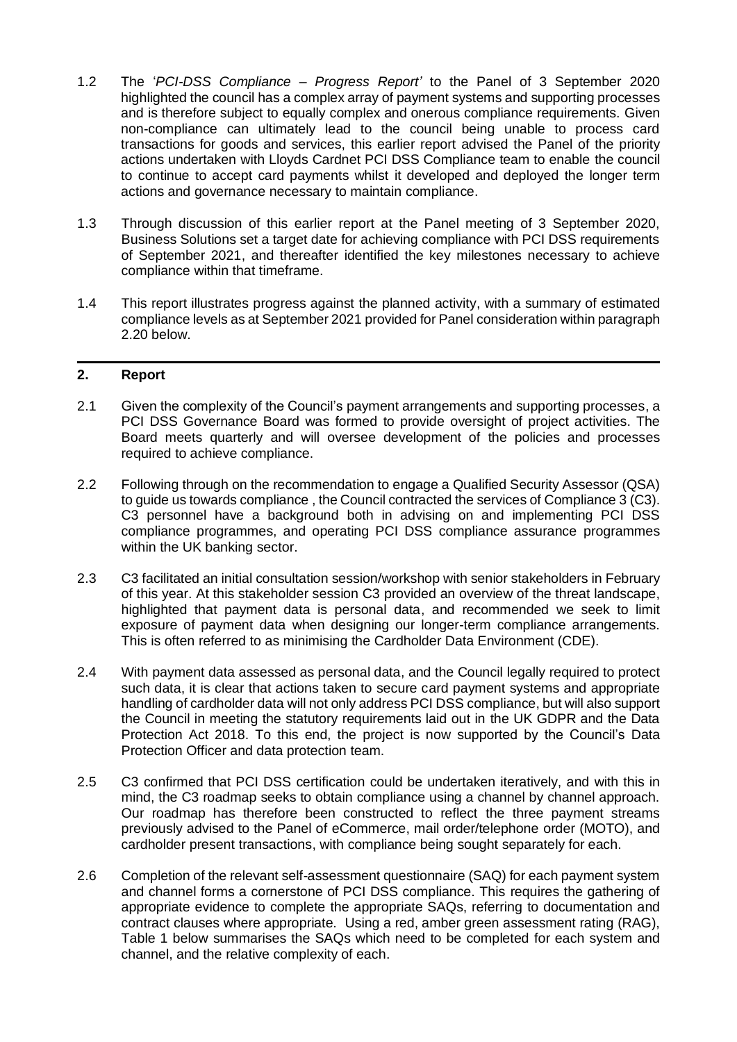1.2 The '*PCI-DSS Compliance – Progress Report'* to the Panel of 3 September 2020 highlighted the council has a complex array of payment systems and supporting processes and is therefore subject to equally complex and onerous compliance requirements. Given non-compliance can ultimately lead to the council being unable to process card transactions for goods and services, this earlier report advised the Panel of the priority actions undertaken with Lloyds Cardnet PCI DSS Compliance team to enable the council to continue to accept card payments whilst it developed and deployed the longer term actions and governance necessary to maintain compliance.

1.3 Through discussion of this earlier report at the Panel meeting of 3 September 2020, Business Solutions set a target date for achieving compliance with PCI DSS requirements of September 2021, and thereafter identified the key milestones necessary to achieve compliance within that timeframe.

1.4 This report illustrates progress against the planned activity, with a summary of estimated compliance levels as at September 2021 provided for Panel consideration within paragraph 2.20 below.

## 2. Report

2.1 Given the complexity of the Council's payment arrangements and supporting processes, a PCI DSS Governance Board was formed to provide oversight of project activities. The Board meets quarterly and will oversee development of the policies and processes required to achieve compliance.

2.2 Following through on the recommendation to engage a Qualified Security Assessor (QSA) to guide us towards compliance , the Council contracted the services of Compliance 3 (C3). C3 personnel have a background both in advising on and implementing PCI DSS compliance programmes, and operating PCI DSS compliance assurance programmes within the UK banking sector.

2.3 C3 facilitated an initial consultation session/workshop with senior stakeholders in February of this year. At this stakeholder session C3 provided an overview of the threat landscape, highlighted that payment data is personal data, and recommended we seek to limit exposure of payment data when designing our longer-term compliance arrangements. This is often referred to as minimising the Cardholder Data Environment (CDE).

2.4 With payment data assessed as personal data, and the Council legally required to protect such data, it is clear that actions taken to secure card payment systems and appropriate handling of cardholder data will not only address PCI DSS compliance, but will also support the Council in meeting the statutory requirements laid out in the UK GDPR and the Data Protection Act 2018. To this end, the project is now supported by the Council's Data Protection Officer and data protection team.

2.5 C3 confirmed that PCI DSS certification could be undertaken iteratively, and with this in mind, the C3 roadmap seeks to obtain compliance using a channel by channel approach. Our roadmap has therefore been constructed to reflect the three payment streams previously advised to the Panel of eCommerce, mail order/telephone order (MOTO), and cardholder present transactions, with compliance being sought separately for each.

2.6 Completion of the relevant self-assessment questionnaire (SAQ) for each payment system and channel forms a cornerstone of PCI DSS compliance. This requires the gathering of appropriate evidence to complete the appropriate SAQs, referring to documentation and contract clauses where appropriate. Using a red, amber green assessment rating (RAG), Table 1 below summarises the SAQs which need to be completed for each system and channel, and the relative complexity of each.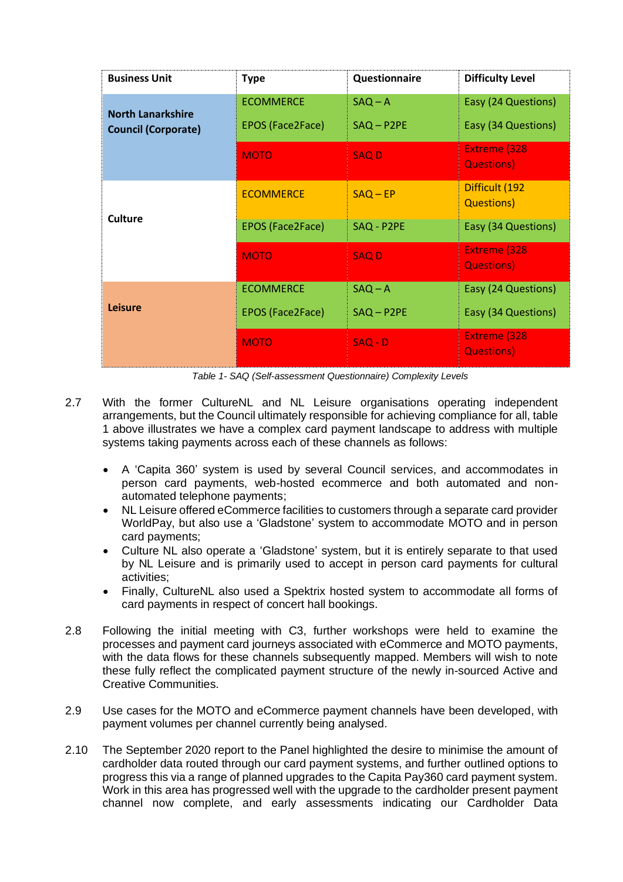| Business Unit | Type | Questionnaire | Difficulty Level |
| --- | --- | --- | --- |
| North Lanarkshire Council (Corporate) | ECOMMERCE | SAQ – A | Easy (24 Questions) |
| | EPOS (Face2Face) | SAQ – P2PE | Easy (34 Questions) |
| | MOTO | SAQ D | Extreme (328 Questions) |
| Culture | ECOMMERCE | SAQ – EP | Difficult (192 Questions) |
| | EPOS (Face2Face) | SAQ - P2PE | Easy (34 Questions) |
| | MOTO | SAQ D | Extreme (328 Questions) |
| Leisure | ECOMMERCE | SAQ – A | Easy (24 Questions) |
| | EPOS (Face2Face) | SAQ – P2PE | Easy (34 Questions) |
| | MOTO | SAQ - D | Extreme (328 Questions) |

*Table 1- SAQ (Self-assessment Questionnaire) Complexity Levels*

2.7 With the former CultureNL and NL Leisure organisations operating independent arrangements, but the Council ultimately responsible for achieving compliance for all, table 1 above illustrates we have a complex card payment landscape to address with multiple systems taking payments across each of these channels as follows:

- A 'Capita 360' system is used by several Council services, and accommodates in person card payments, web-hosted ecommerce and both automated and non-automated telephone payments;
- NL Leisure offered eCommerce facilities to customers through a separate card provider WorldPay, but also use a 'Gladstone' system to accommodate MOTO and in person card payments;
- Culture NL also operate a 'Gladstone' system, but it is entirely separate to that used by NL Leisure and is primarily used to accept in person card payments for cultural activities;
- Finally, CultureNL also used a Spektrix hosted system to accommodate all forms of card payments in respect of concert hall bookings.

2.8 Following the initial meeting with C3, further workshops were held to examine the processes and payment card journeys associated with eCommerce and MOTO payments, with the data flows for these channels subsequently mapped. Members will wish to note these fully reflect the complicated payment structure of the newly in-sourced Active and Creative Communities.

2.9 Use cases for the MOTO and eCommerce payment channels have been developed, with payment volumes per channel currently being analysed.

2.10 The September 2020 report to the Panel highlighted the desire to minimise the amount of cardholder data routed through our card payment systems, and further outlined options to progress this via a range of planned upgrades to the Capita Pay360 card payment system. Work in this area has progressed well with the upgrade to the cardholder present payment channel now complete, and early assessments indicating our Cardholder Data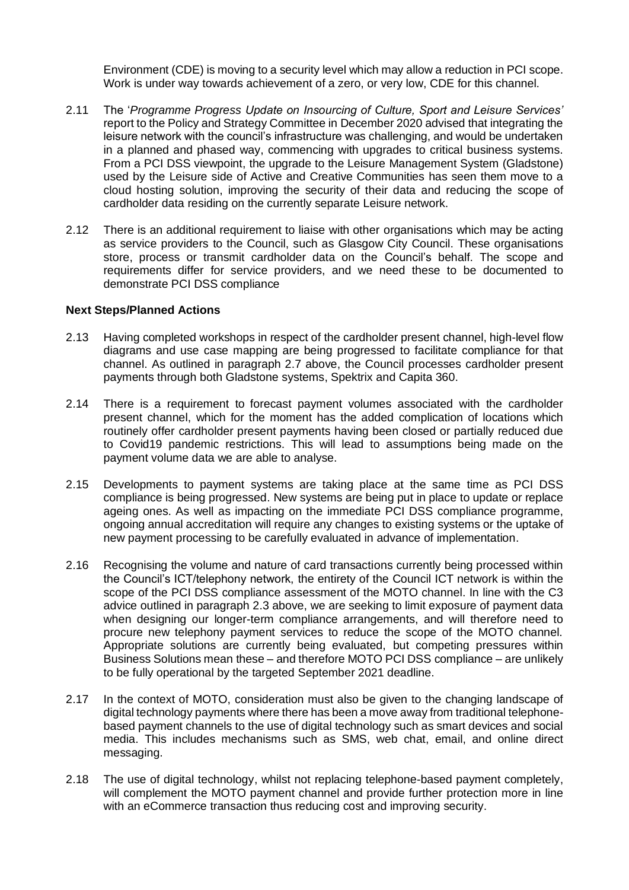Environment (CDE) is moving to a security level which may allow a reduction in PCI scope. Work is under way towards achievement of a zero, or very low, CDE for this channel.

2.11 The '*Programme Progress Update on Insourcing of Culture, Sport and Leisure Services'* report to the Policy and Strategy Committee in December 2020 advised that integrating the leisure network with the council's infrastructure was challenging, and would be undertaken in a planned and phased way, commencing with upgrades to critical business systems. From a PCI DSS viewpoint, the upgrade to the Leisure Management System (Gladstone) used by the Leisure side of Active and Creative Communities has seen them move to a cloud hosting solution, improving the security of their data and reducing the scope of cardholder data residing on the currently separate Leisure network.

2.12 There is an additional requirement to liaise with other organisations which may be acting as service providers to the Council, such as Glasgow City Council. These organisations store, process or transmit cardholder data on the Council's behalf. The scope and requirements differ for service providers, and we need these to be documented to demonstrate PCI DSS compliance

**Next Steps/Planned Actions**

2.13 Having completed workshops in respect of the cardholder present channel, high-level flow diagrams and use case mapping are being progressed to facilitate compliance for that channel. As outlined in paragraph 2.7 above, the Council processes cardholder present payments through both Gladstone systems, Spektrix and Capita 360.

2.14 There is a requirement to forecast payment volumes associated with the cardholder present channel, which for the moment has the added complication of locations which routinely offer cardholder present payments having been closed or partially reduced due to Covid19 pandemic restrictions. This will lead to assumptions being made on the payment volume data we are able to analyse.

2.15 Developments to payment systems are taking place at the same time as PCI DSS compliance is being progressed. New systems are being put in place to update or replace ageing ones. As well as impacting on the immediate PCI DSS compliance programme, ongoing annual accreditation will require any changes to existing systems or the uptake of new payment processing to be carefully evaluated in advance of implementation.

2.16 Recognising the volume and nature of card transactions currently being processed within the Council's ICT/telephony network, the entirety of the Council ICT network is within the scope of the PCI DSS compliance assessment of the MOTO channel. In line with the C3 advice outlined in paragraph 2.3 above, we are seeking to limit exposure of payment data when designing our longer-term compliance arrangements, and will therefore need to procure new telephony payment services to reduce the scope of the MOTO channel. Appropriate solutions are currently being evaluated, but competing pressures within Business Solutions mean these – and therefore MOTO PCI DSS compliance – are unlikely to be fully operational by the targeted September 2021 deadline.

2.17 In the context of MOTO, consideration must also be given to the changing landscape of digital technology payments where there has been a move away from traditional telephone-based payment channels to the use of digital technology such as smart devices and social media. This includes mechanisms such as SMS, web chat, email, and online direct messaging.

2.18 The use of digital technology, whilst not replacing telephone-based payment completely, will complement the MOTO payment channel and provide further protection more in line with an eCommerce transaction thus reducing cost and improving security.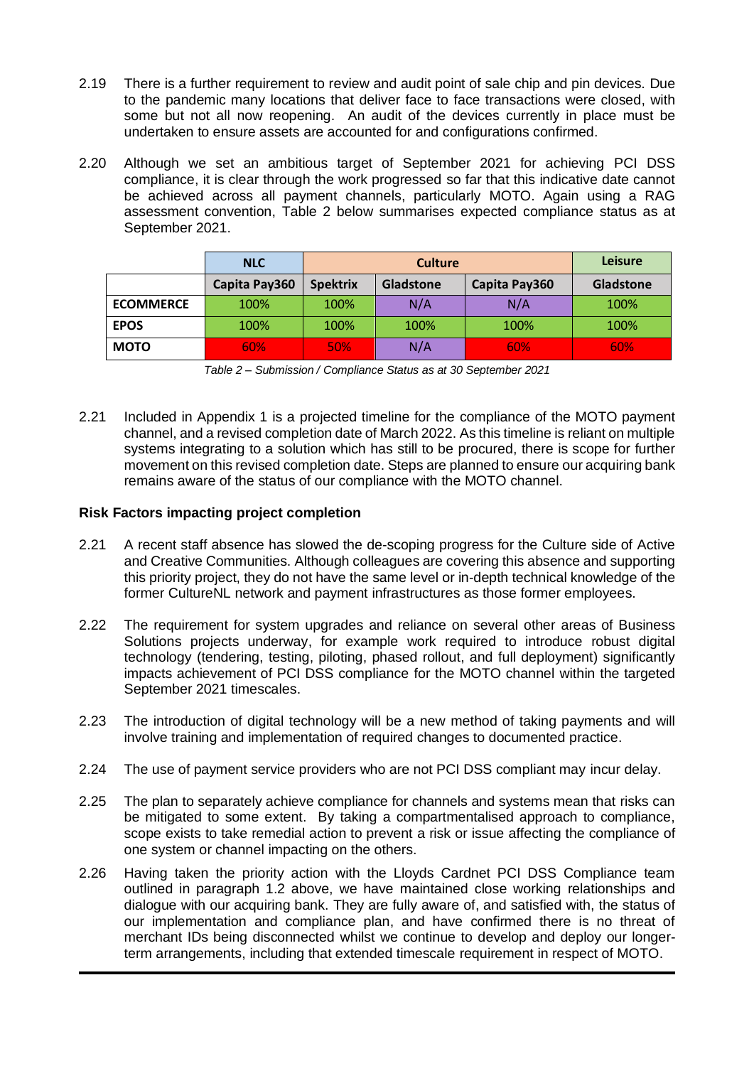2.19 There is a further requirement to review and audit point of sale chip and pin devices. Due to the pandemic many locations that deliver face to face transactions were closed, with some but not all now reopening. An audit of the devices currently in place must be undertaken to ensure assets are accounted for and configurations confirmed.

2.20 Although we set an ambitious target of September 2021 for achieving PCI DSS compliance, it is clear through the work progressed so far that this indicative date cannot be achieved across all payment channels, particularly MOTO. Again using a RAG assessment convention, Table 2 below summarises expected compliance status as at September 2021.

| | NLC | Culture | | | Leisure |
|---|---|---|---|---|---|
| | Capita Pay360 | Spektrix | Gladstone | Capita Pay360 | Gladstone |
| ECOMMERCE | 100% | 100% | N/A | N/A | 100% |
| EPOS | 100% | 100% | 100% | 100% | 100% |
| MOTO | 60% | 50% | N/A | 60% | 60% |

*Table 2 – Submission / Compliance Status as at 30 September 2021*

2.21 Included in Appendix 1 is a projected timeline for the compliance of the MOTO payment channel, and a revised completion date of March 2022. As this timeline is reliant on multiple systems integrating to a solution which has still to be procured, there is scope for further movement on this revised completion date. Steps are planned to ensure our acquiring bank remains aware of the status of our compliance with the MOTO channel.

### Risk Factors impacting project completion

2.21 A recent staff absence has slowed the de-scoping progress for the Culture side of Active and Creative Communities. Although colleagues are covering this absence and supporting this priority project, they do not have the same level or in-depth technical knowledge of the former CultureNL network and payment infrastructures as those former employees.

2.22 The requirement for system upgrades and reliance on several other areas of Business Solutions projects underway, for example work required to introduce robust digital technology (tendering, testing, piloting, phased rollout, and full deployment) significantly impacts achievement of PCI DSS compliance for the MOTO channel within the targeted September 2021 timescales.

2.23 The introduction of digital technology will be a new method of taking payments and will involve training and implementation of required changes to documented practice.

2.24 The use of payment service providers who are not PCI DSS compliant may incur delay.

2.25 The plan to separately achieve compliance for channels and systems mean that risks can be mitigated to some extent. By taking a compartmentalised approach to compliance, scope exists to take remedial action to prevent a risk or issue affecting the compliance of one system or channel impacting on the others.

2.26 Having taken the priority action with the Lloyds Cardnet PCI DSS Compliance team outlined in paragraph 1.2 above, we have maintained close working relationships and dialogue with our acquiring bank. They are fully aware of, and satisfied with, the status of our implementation and compliance plan, and have confirmed there is no threat of merchant IDs being disconnected whilst we continue to develop and deploy our longer-term arrangements, including that extended timescale requirement in respect of MOTO.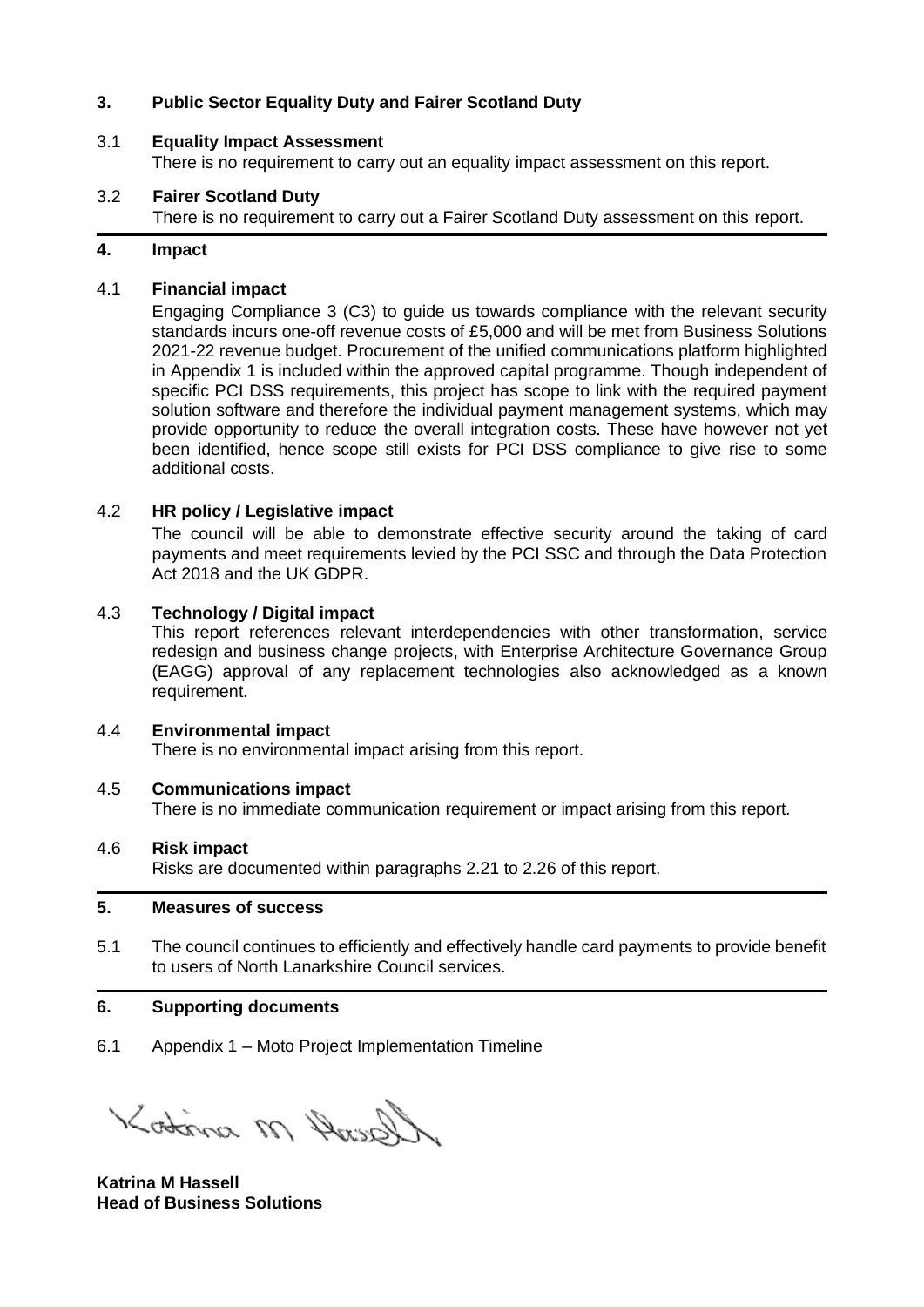## 3. Public Sector Equality Duty and Fairer Scotland Duty

### 3.1 Equality Impact Assessment

There is no requirement to carry out an equality impact assessment on this report.

### 3.2 Fairer Scotland Duty

There is no requirement to carry out a Fairer Scotland Duty assessment on this report.

## 4. Impact

### 4.1 Financial impact

Engaging Compliance 3 (C3) to guide us towards compliance with the relevant security standards incurs one-off revenue costs of £5,000 and will be met from Business Solutions 2021-22 revenue budget. Procurement of the unified communications platform highlighted in Appendix 1 is included within the approved capital programme. Though independent of specific PCI DSS requirements, this project has scope to link with the required payment solution software and therefore the individual payment management systems, which may provide opportunity to reduce the overall integration costs. These have however not yet been identified, hence scope still exists for PCI DSS compliance to give rise to some additional costs.

### 4.2 HR policy / Legislative impact

The council will be able to demonstrate effective security around the taking of card payments and meet requirements levied by the PCI SSC and through the Data Protection Act 2018 and the UK GDPR.

### 4.3 Technology / Digital impact

This report references relevant interdependencies with other transformation, service redesign and business change projects, with Enterprise Architecture Governance Group (EAGG) approval of any replacement technologies also acknowledged as a known requirement.

### 4.4 Environmental impact

There is no environmental impact arising from this report.

### 4.5 Communications impact

There is no immediate communication requirement or impact arising from this report.

### 4.6 Risk impact

Risks are documented within paragraphs 2.21 to 2.26 of this report.

## 5. Measures of success

5.1 The council continues to efficiently and effectively handle card payments to provide benefit to users of North Lanarkshire Council services.

## 6. Supporting documents

6.1 Appendix 1 – Moto Project Implementation Timeline

Katrina M Hassell

**Katrina M Hassell**
**Head of Business Solutions**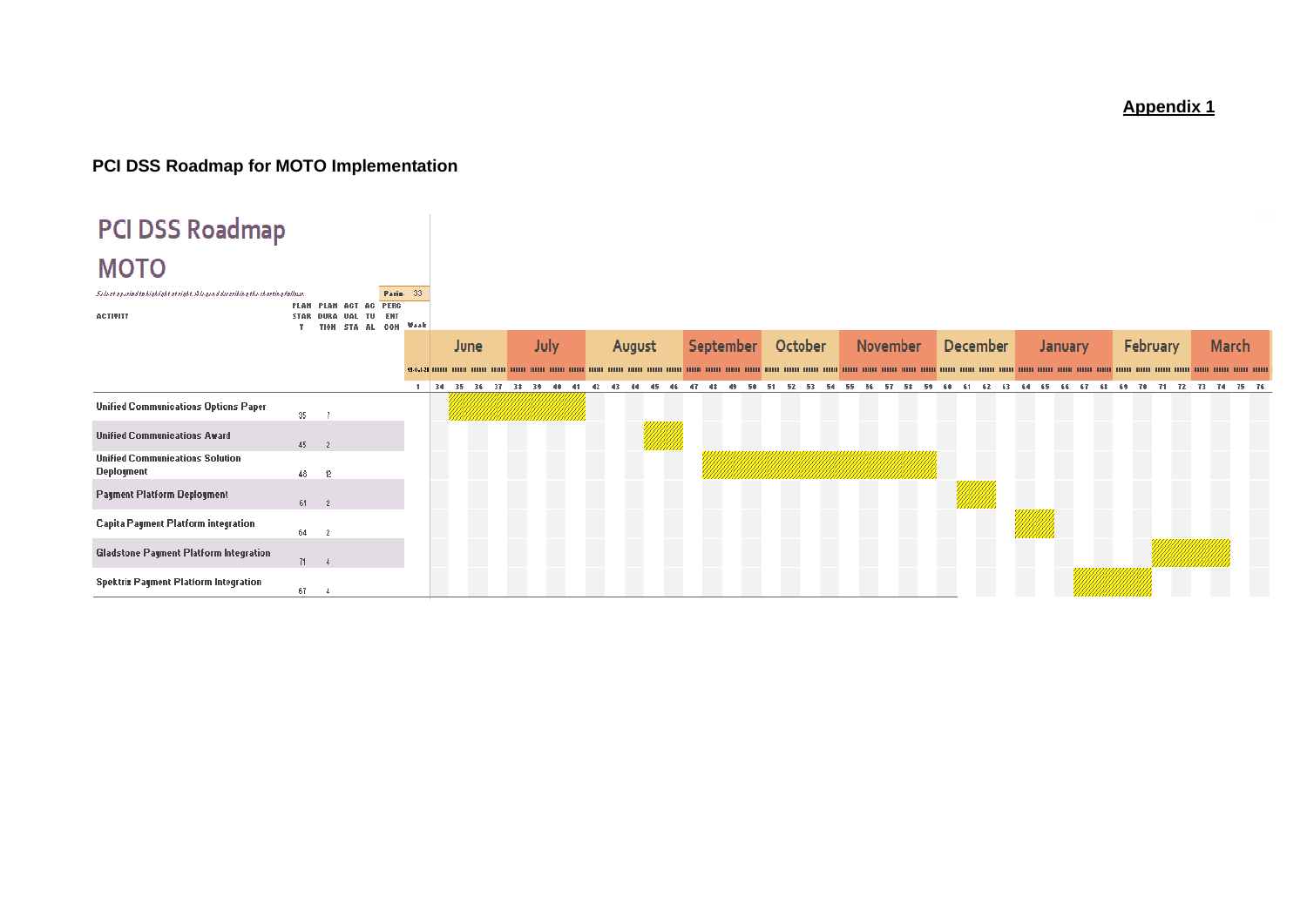**Appendix 1**

### PCI DSS Roadmap for MOTO Implementation

# PCI DSS Roadmap

# MOTO

*Select a period to highlight at right. A legend describing the charting follows.*

Period Highlight: 33

| ACTIVITY | PLAN START | PLAN DURATION | ACTUAL START | ACTUAL | PERCENT COMPLETE |
|---|---|---|---|---|---|
| Unified Communications Options Paper | 35 | 7 | | | |
| Unified Communications Award | 45 | 2 | | | |
| Unified Communications Solution Deployment | 48 | 12 | | | |
| Payment Platform Deployment | 61 | 2 | | | |
| Capita Payment Platform integration | 64 | 2 | | | |
| Gladstone Payment Platform Integration | 71 | 4 | | | |
| Spektrix Payment Platform Integration | 67 | 4 | | | |

Week

June July August September October November December January February March

1 34 35 36 37 38 39 40 41 42 43 44 45 46 47 48 49 50 51 52 53 54 55 56 57 58 59 60 61 62 63 64 65 66 67 68 69 70 71 72 73 74 75 76